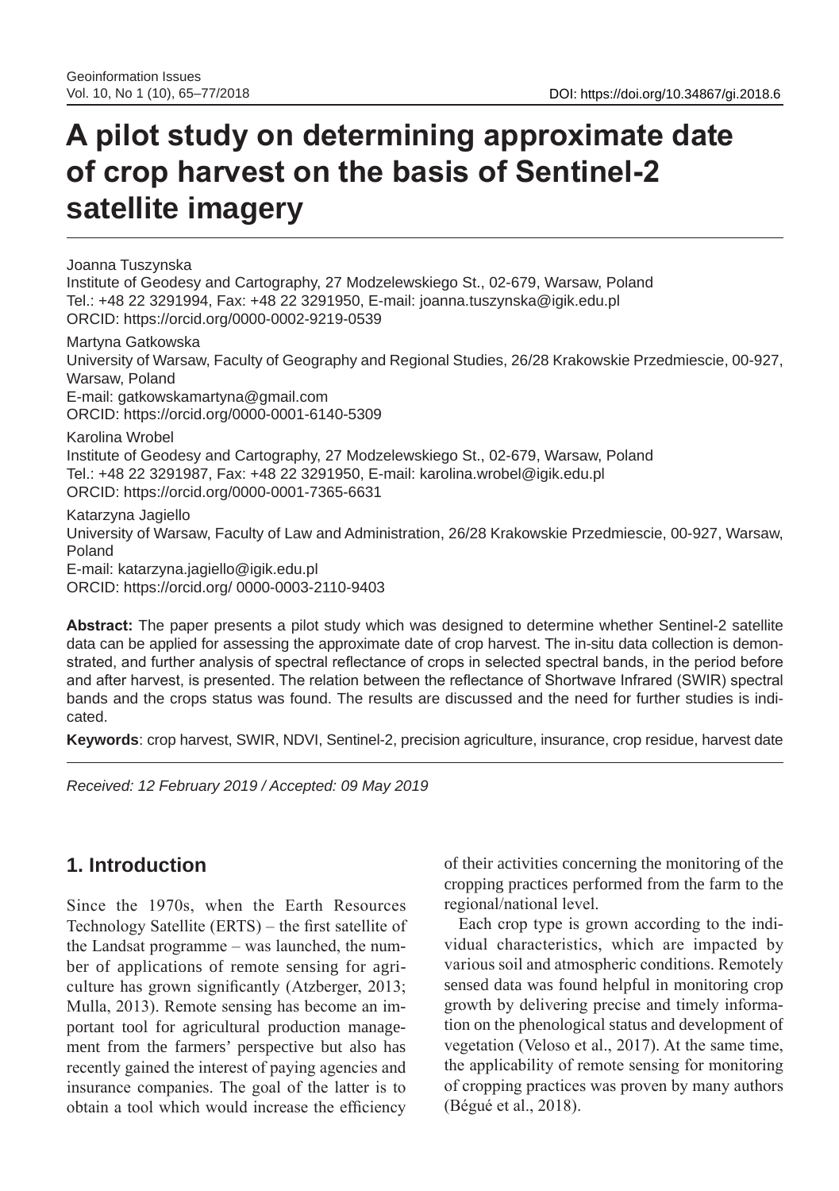DOI: https://doi.org/10.34867/gi.2018.6

# A pilot study on determining approximate date of crop harvest on the basis of Sentinel-2 satellite imagery

Joanna Tuszynska
Institute of Geodesy and Cartography, 27 Modzelewskiego St., 02-679, Warsaw, Poland
Tel.: +48 22 3291994, Fax: +48 22 3291950, E-mail: joanna.tuszynska@igik.edu.pl
ORCID: https://orcid.org/0000-0002-9219-0539

Martyna Gatkowska
University of Warsaw, Faculty of Geography and Regional Studies, 26/28 Krakowskie Przedmiescie, 00-927, Warsaw, Poland
E-mail: gatkowskamartyna@gmail.com
ORCID: https://orcid.org/0000-0001-6140-5309

Karolina Wrobel
Institute of Geodesy and Cartography, 27 Modzelewskiego St., 02-679, Warsaw, Poland
Tel.: +48 22 3291987, Fax: +48 22 3291950, E-mail: karolina.wrobel@igik.edu.pl
ORCID: https://orcid.org/0000-0001-7365-6631

Katarzyna Jagiello
University of Warsaw, Faculty of Law and Administration, 26/28 Krakowskie Przedmiescie, 00-927, Warsaw, Poland
E-mail: katarzyna.jagiello@igik.edu.pl
ORCID: https://orcid.org/ 0000-0003-2110-9403

**Abstract:** The paper presents a pilot study which was designed to determine whether Sentinel-2 satellite data can be applied for assessing the approximate date of crop harvest. The in-situ data collection is demonstrated, and further analysis of spectral reflectance of crops in selected spectral bands, in the period before and after harvest, is presented. The relation between the reflectance of Shortwave Infrared (SWIR) spectral bands and the crops status was found. The results are discussed and the need for further studies is indicated.

**Keywords**: crop harvest, SWIR, NDVI, Sentinel-2, precision agriculture, insurance, crop residue, harvest date

*Received: 12 February 2019 / Accepted: 09 May 2019*

## 1. Introduction

Since the 1970s, when the Earth Resources Technology Satellite (ERTS) – the first satellite of the Landsat programme – was launched, the number of applications of remote sensing for agriculture has grown significantly (Atzberger, 2013; Mulla, 2013). Remote sensing has become an important tool for agricultural production management from the farmers' perspective but also has recently gained the interest of paying agencies and insurance companies. The goal of the latter is to obtain a tool which would increase the efficiency of their activities concerning the monitoring of the cropping practices performed from the farm to the regional/national level.

Each crop type is grown according to the individual characteristics, which are impacted by various soil and atmospheric conditions. Remotely sensed data was found helpful in monitoring crop growth by delivering precise and timely information on the phenological status and development of vegetation (Veloso et al., 2017). At the same time, the applicability of remote sensing for monitoring of cropping practices was proven by many authors (Bégué et al., 2018).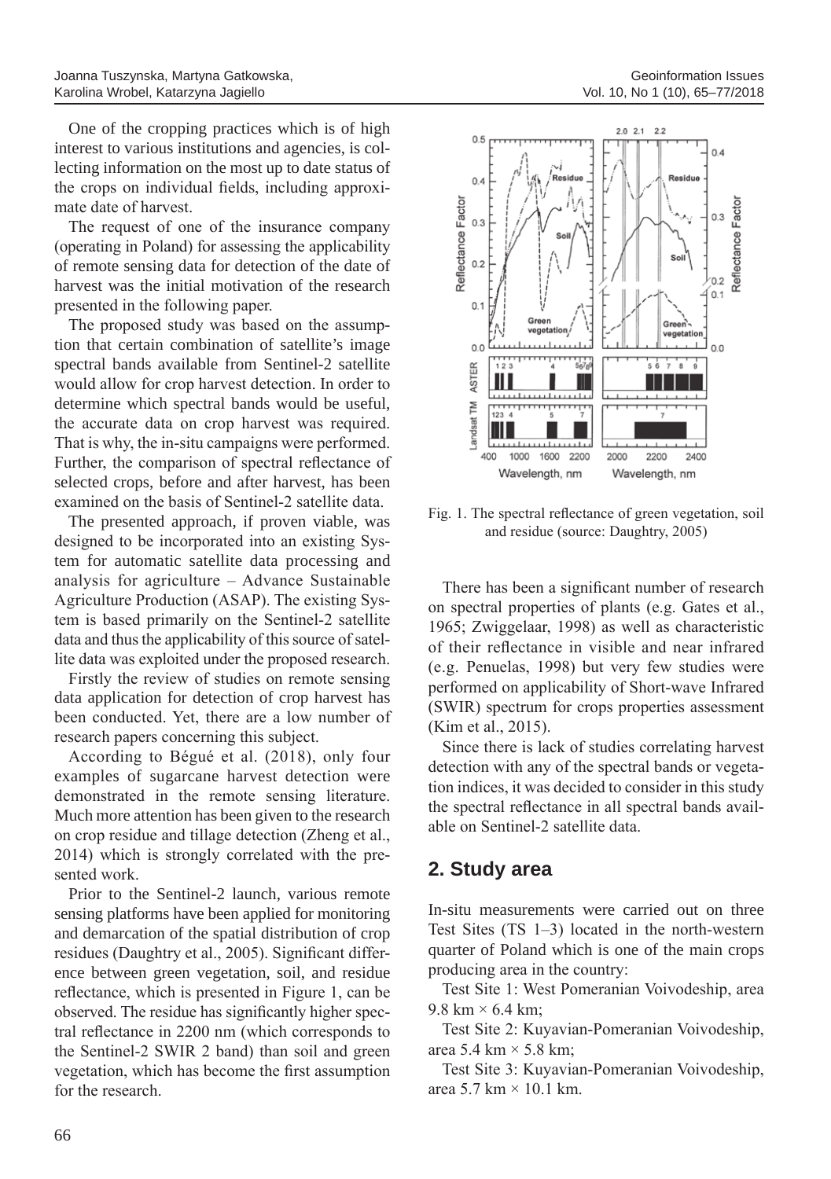One of the cropping practices which is of high interest to various institutions and agencies, is collecting information on the most up to date status of the crops on individual fields, including approximate date of harvest.

The request of one of the insurance company (operating in Poland) for assessing the applicability of remote sensing data for detection of the date of harvest was the initial motivation of the research presented in the following paper.

The proposed study was based on the assumption that certain combination of satellite's image spectral bands available from Sentinel-2 satellite would allow for crop harvest detection. In order to determine which spectral bands would be useful, the accurate data on crop harvest was required. That is why, the in-situ campaigns were performed. Further, the comparison of spectral reflectance of selected crops, before and after harvest, has been examined on the basis of Sentinel-2 satellite data.

The presented approach, if proven viable, was designed to be incorporated into an existing System for automatic satellite data processing and analysis for agriculture – Advance Sustainable Agriculture Production (ASAP). The existing System is based primarily on the Sentinel-2 satellite data and thus the applicability of this source of satellite data was exploited under the proposed research.

Firstly the review of studies on remote sensing data application for detection of crop harvest has been conducted. Yet, there are a low number of research papers concerning this subject.

According to Bégué et al. (2018), only four examples of sugarcane harvest detection were demonstrated in the remote sensing literature. Much more attention has been given to the research on crop residue and tillage detection (Zheng et al., 2014) which is strongly correlated with the presented work.

Prior to the Sentinel-2 launch, various remote sensing platforms have been applied for monitoring and demarcation of the spatial distribution of crop residues (Daughtry et al., 2005). Significant difference between green vegetation, soil, and residue reflectance, which is presented in Figure 1, can be observed. The residue has significantly higher spectral reflectance in 2200 nm (which corresponds to the Sentinel-2 SWIR 2 band) than soil and green vegetation, which has become the first assumption for the research.

Fig. 1. The spectral reflectance of green vegetation, soil and residue (source: Daughtry, 2005)

There has been a significant number of research on spectral properties of plants (e.g. Gates et al., 1965; Zwiggelaar, 1998) as well as characteristic of their reflectance in visible and near infrared (e.g. Penuelas, 1998) but very few studies were performed on applicability of Short-wave Infrared (SWIR) spectrum for crops properties assessment (Kim et al., 2015).

Since there is lack of studies correlating harvest detection with any of the spectral bands or vegetation indices, it was decided to consider in this study the spectral reflectance in all spectral bands available on Sentinel-2 satellite data.

## 2. Study area

In-situ measurements were carried out on three Test Sites (TS 1–3) located in the north-western quarter of Poland which is one of the main crops producing area in the country:

Test Site 1: West Pomeranian Voivodeship, area 9.8 km × 6.4 km;

Test Site 2: Kuyavian-Pomeranian Voivodeship, area 5.4 km × 5.8 km;

Test Site 3: Kuyavian-Pomeranian Voivodeship, area 5.7 km × 10.1 km.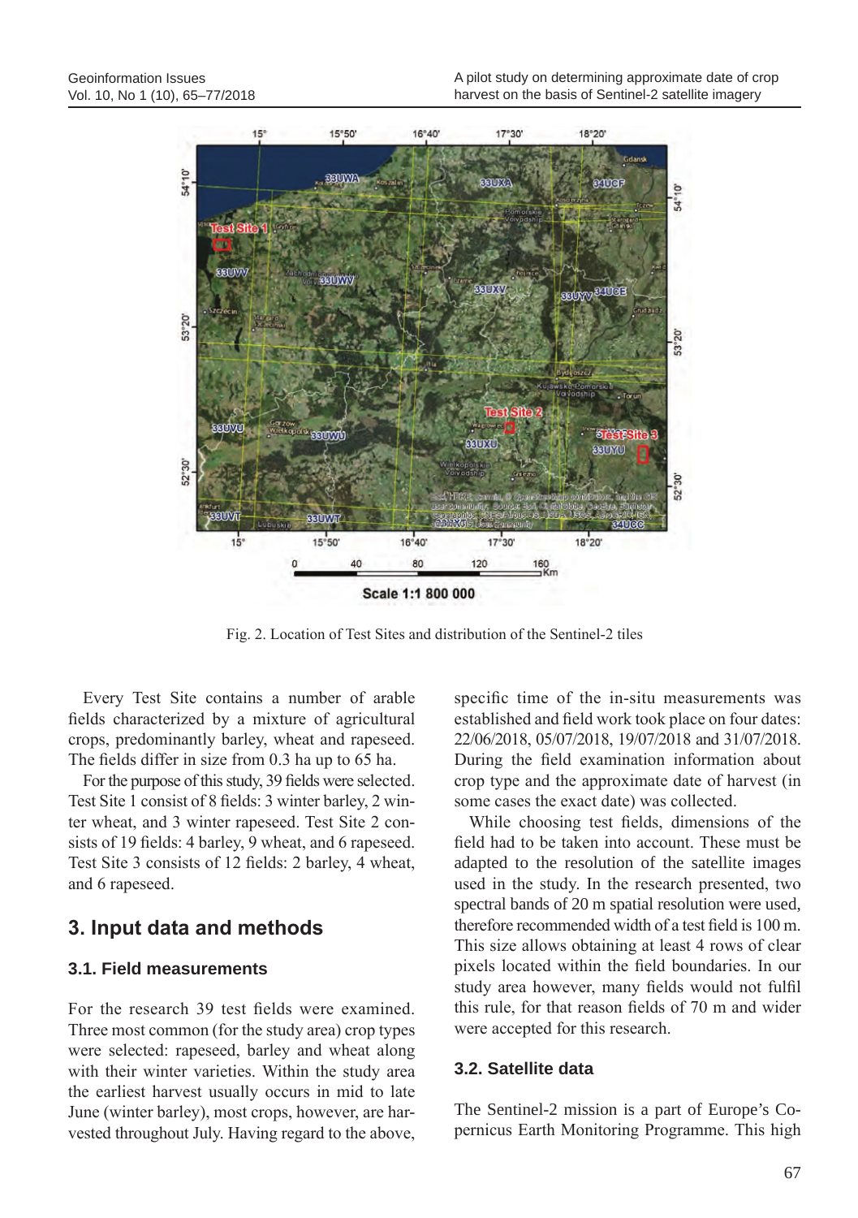Fig. 2. Location of Test Sites and distribution of the Sentinel-2 tiles

Every Test Site contains a number of arable fields characterized by a mixture of agricultural crops, predominantly barley, wheat and rapeseed. The fields differ in size from 0.3 ha up to 65 ha.

For the purpose of this study, 39 fields were selected. Test Site 1 consist of 8 fields: 3 winter barley, 2 winter wheat, and 3 winter rapeseed. Test Site 2 consists of 19 fields: 4 barley, 9 wheat, and 6 rapeseed. Test Site 3 consists of 12 fields: 2 barley, 4 wheat, and 6 rapeseed.

## 3. Input data and methods

### 3.1. Field measurements

For the research 39 test fields were examined. Three most common (for the study area) crop types were selected: rapeseed, barley and wheat along with their winter varieties. Within the study area the earliest harvest usually occurs in mid to late June (winter barley), most crops, however, are harvested throughout July. Having regard to the above, specific time of the in-situ measurements was established and field work took place on four dates: 22/06/2018, 05/07/2018, 19/07/2018 and 31/07/2018. During the field examination information about crop type and the approximate date of harvest (in some cases the exact date) was collected.

While choosing test fields, dimensions of the field had to be taken into account. These must be adapted to the resolution of the satellite images used in the study. In the research presented, two spectral bands of 20 m spatial resolution were used, therefore recommended width of a test field is 100 m. This size allows obtaining at least 4 rows of clear pixels located within the field boundaries. In our study area however, many fields would not fulfil this rule, for that reason fields of 70 m and wider were accepted for this research.

### 3.2. Satellite data

The Sentinel-2 mission is a part of Europe's Copernicus Earth Monitoring Programme. This high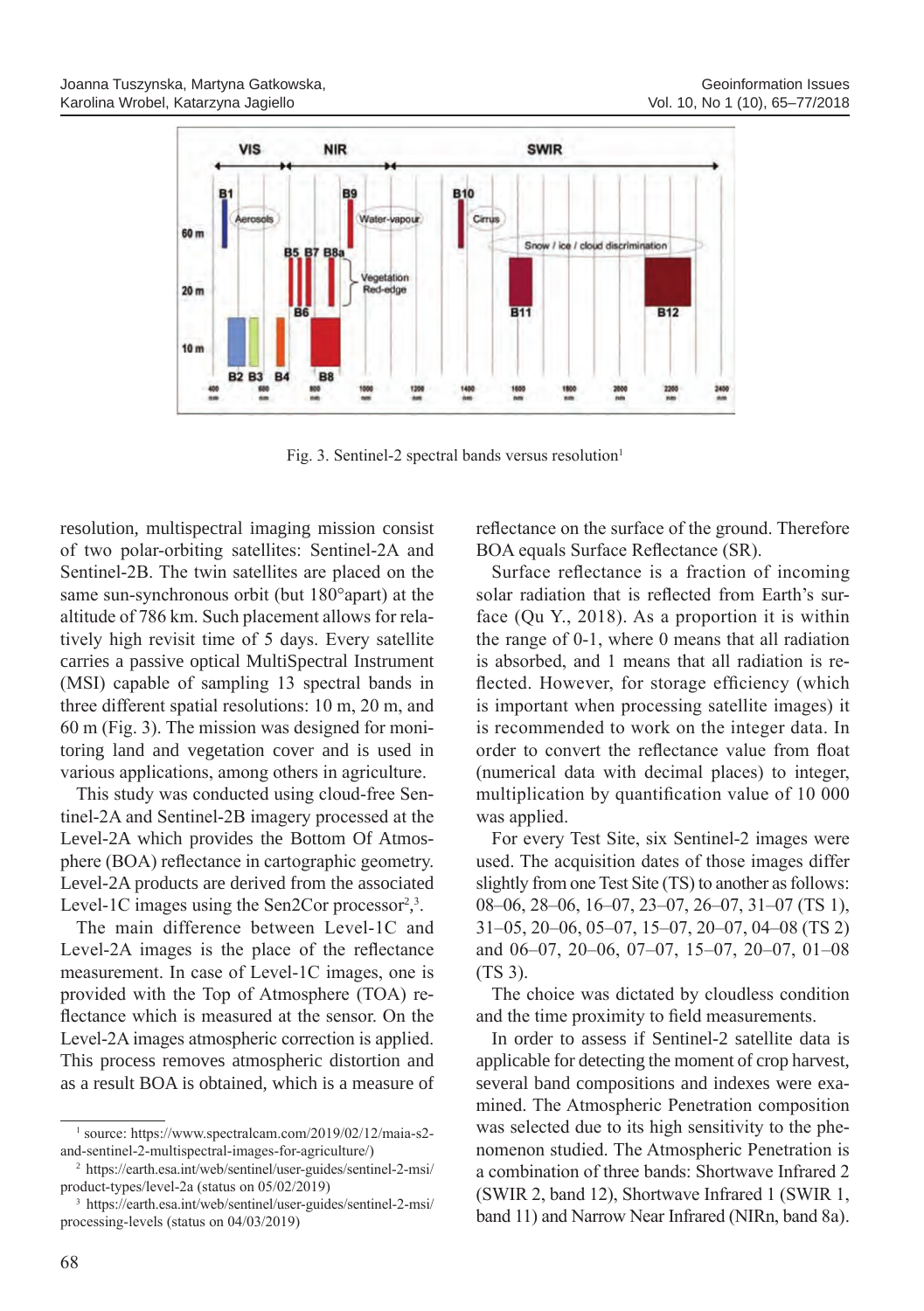Fig. 3. Sentinel-2 spectral bands versus resolution[1]

resolution, multispectral imaging mission consist of two polar-orbiting satellites: Sentinel-2A and Sentinel-2B. The twin satellites are placed on the same sun-synchronous orbit (but 180°apart) at the altitude of 786 km. Such placement allows for relatively high revisit time of 5 days. Every satellite carries a passive optical MultiSpectral Instrument (MSI) capable of sampling 13 spectral bands in three different spatial resolutions: 10 m, 20 m, and 60 m (Fig. 3). The mission was designed for monitoring land and vegetation cover and is used in various applications, among others in agriculture.

This study was conducted using cloud-free Sentinel-2A and Sentinel-2B imagery processed at the Level-2A which provides the Bottom Of Atmosphere (BOA) reflectance in cartographic geometry. Level-2A products are derived from the associated Level-1C images using the Sen2Cor processor[2],[3].

The main difference between Level-1C and Level-2A images is the place of the reflectance measurement. In case of Level-1C images, one is provided with the Top of Atmosphere (TOA) reflectance which is measured at the sensor. On the Level-2A images atmospheric correction is applied. This process removes atmospheric distortion and as a result BOA is obtained, which is a measure of reflectance on the surface of the ground. Therefore BOA equals Surface Reflectance (SR).

Surface reflectance is a fraction of incoming solar radiation that is reflected from Earth's surface (Qu Y., 2018). As a proportion it is within the range of 0-1, where 0 means that all radiation is absorbed, and 1 means that all radiation is reflected. However, for storage efficiency (which is important when processing satellite images) it is recommended to work on the integer data. In order to convert the reflectance value from float (numerical data with decimal places) to integer, multiplication by quantification value of 10 000 was applied.

For every Test Site, six Sentinel-2 images were used. The acquisition dates of those images differ slightly from one Test Site (TS) to another as follows: 08–06, 28–06, 16–07, 23–07, 26–07, 31–07 (TS 1), 31–05, 20–06, 05–07, 15–07, 20–07, 04–08 (TS 2) and 06–07, 20–06, 07–07, 15–07, 20–07, 01–08 (TS 3).

The choice was dictated by cloudless condition and the time proximity to field measurements.

In order to assess if Sentinel-2 satellite data is applicable for detecting the moment of crop harvest, several band compositions and indexes were examined. The Atmospheric Penetration composition was selected due to its high sensitivity to the phenomenon studied. The Atmospheric Penetration is a combination of three bands: Shortwave Infrared 2 (SWIR 2, band 12), Shortwave Infrared 1 (SWIR 1, band 11) and Narrow Near Infrared (NIRn, band 8a).

---

[1] source: https://www.spectralcam.com/2019/02/12/maia-s2-and-sentinel-2-multispectral-images-for-agriculture/)

[2] https://earth.esa.int/web/sentinel/user-guides/sentinel-2-msi/product-types/level-2a (status on 05/02/2019)

[3] https://earth.esa.int/web/sentinel/user-guides/sentinel-2-msi/processing-levels (status on 04/03/2019)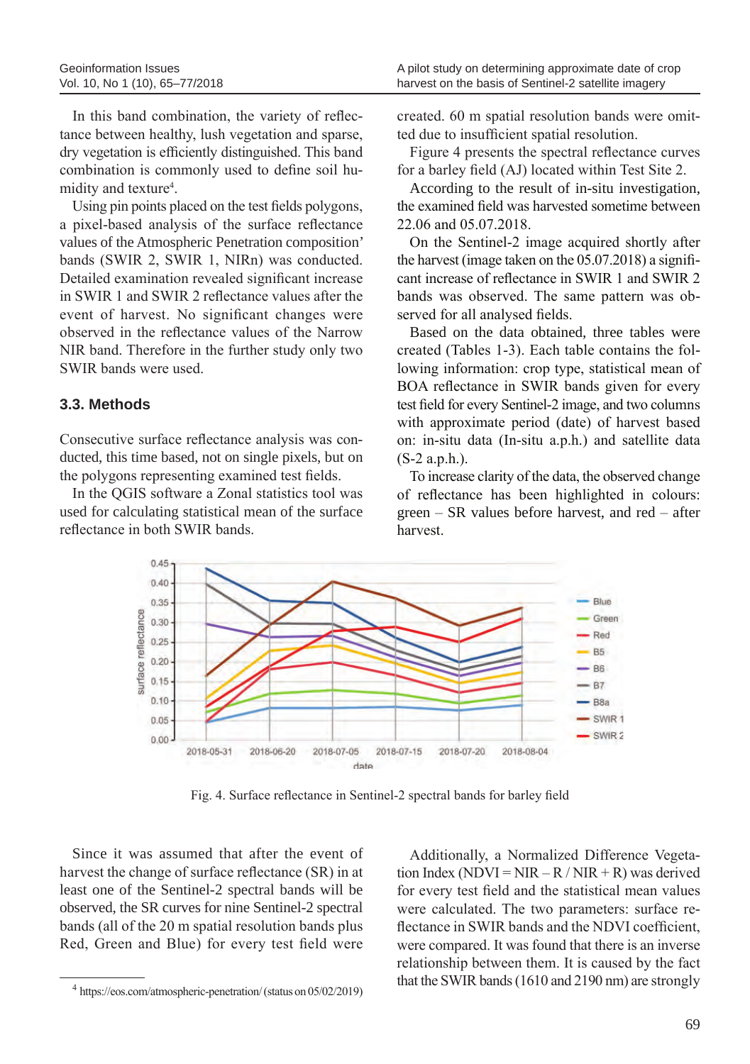In this band combination, the variety of reflectance between healthy, lush vegetation and sparse, dry vegetation is efficiently distinguished. This band combination is commonly used to define soil humidity and texture[4].

Using pin points placed on the test fields polygons, a pixel-based analysis of the surface reflectance values of the Atmospheric Penetration composition' bands (SWIR 2, SWIR 1, NIRn) was conducted. Detailed examination revealed significant increase in SWIR 1 and SWIR 2 reflectance values after the event of harvest. No significant changes were observed in the reflectance values of the Narrow NIR band. Therefore in the further study only two SWIR bands were used.

### 3.3. Methods

Consecutive surface reflectance analysis was conducted, this time based, not on single pixels, but on the polygons representing examined test fields.

In the QGIS software a Zonal statistics tool was used for calculating statistical mean of the surface reflectance in both SWIR bands.

created. 60 m spatial resolution bands were omitted due to insufficient spatial resolution.

Figure 4 presents the spectral reflectance curves for a barley field (AJ) located within Test Site 2.

According to the result of in-situ investigation, the examined field was harvested sometime between 22.06 and 05.07.2018.

On the Sentinel-2 image acquired shortly after the harvest (image taken on the 05.07.2018) a significant increase of reflectance in SWIR 1 and SWIR 2 bands was observed. The same pattern was observed for all analysed fields.

Based on the data obtained, three tables were created (Tables 1-3). Each table contains the following information: crop type, statistical mean of BOA reflectance in SWIR bands given for every test field for every Sentinel-2 image, and two columns with approximate period (date) of harvest based on: in-situ data (In-situ a.p.h.) and satellite data (S-2 a.p.h.).

To increase clarity of the data, the observed change of reflectance has been highlighted in colours: green – SR values before harvest, and red – after harvest.

Fig. 4. Surface reflectance in Sentinel-2 spectral bands for barley field

Since it was assumed that after the event of harvest the change of surface reflectance (SR) in at least one of the Sentinel-2 spectral bands will be observed, the SR curves for nine Sentinel-2 spectral bands (all of the 20 m spatial resolution bands plus Red, Green and Blue) for every test field were

Additionally, a Normalized Difference Vegetation Index (NDVI = NIR – R / NIR + R) was derived for every test field and the statistical mean values were calculated. The two parameters: surface reflectance in SWIR bands and the NDVI coefficient, were compared. It was found that there is an inverse relationship between them. It is caused by the fact that the SWIR bands (1610 and 2190 nm) are strongly

[4] https://eos.com/atmospheric-penetration/ (status on 05/02/2019)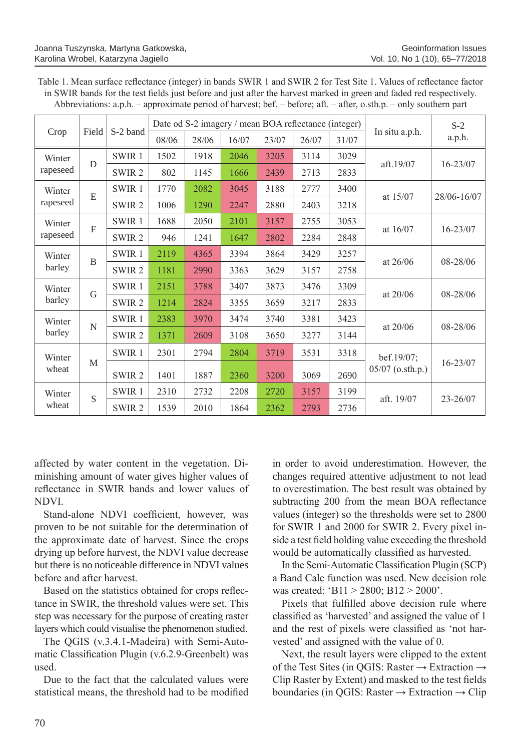Table 1. Mean surface reflectance (integer) in bands SWIR 1 and SWIR 2 for Test Site 1. Values of reflectance factor in SWIR bands for the test fields just before and just after the harvest marked in green and faded red respectively. Abbreviations: a.p.h. – approximate period of harvest; bef. – before; aft. – after, o.sth.p. – only southern part

| Crop | Field | S-2 band | Date od S-2 imagery / mean BOA reflectance (integer) | | | | | | In situ a.p.h. | S-2 a.p.h. |
|---|---|---|---|---|---|---|---|---|---|---|
| | | | 08/06 | 28/06 | 16/07 | 23/07 | 26/07 | 31/07 | | |
| Winter rapeseed | D | SWIR 1 | 1502 | 1918 | 2046 | 3205 | 3114 | 3029 | aft.19/07 | 16-23/07 |
| | | SWIR 2 | 802 | 1145 | 1666 | 2439 | 2713 | 2833 | | |
| Winter rapeseed | E | SWIR 1 | 1770 | 2082 | 3045 | 3188 | 2777 | 3400 | at 15/07 | 28/06-16/07 |
| | | SWIR 2 | 1006 | 1290 | 2247 | 2880 | 2403 | 3218 | | |
| Winter rapeseed | F | SWIR 1 | 1688 | 2050 | 2101 | 3157 | 2755 | 3053 | at 16/07 | 16-23/07 |
| | | SWIR 2 | 946 | 1241 | 1647 | 2802 | 2284 | 2848 | | |
| Winter barley | B | SWIR 1 | 2119 | 4365 | 3394 | 3864 | 3429 | 3257 | at 26/06 | 08-28/06 |
| | | SWIR 2 | 1181 | 2990 | 3363 | 3629 | 3157 | 2758 | | |
| Winter barley | G | SWIR 1 | 2151 | 3788 | 3407 | 3873 | 3476 | 3309 | at 20/06 | 08-28/06 |
| | | SWIR 2 | 1214 | 2824 | 3355 | 3659 | 3217 | 2833 | | |
| Winter barley | N | SWIR 1 | 2383 | 3970 | 3474 | 3740 | 3381 | 3423 | at 20/06 | 08-28/06 |
| | | SWIR 2 | 1371 | 2609 | 3108 | 3650 | 3277 | 3144 | | |
| Winter wheat | M | SWIR 1 | 2301 | 2794 | 2804 | 3719 | 3531 | 3318 | bef.19/07; 05/07 (o.sth.p.) | 16-23/07 |
| | | SWIR 2 | 1401 | 1887 | 2360 | 3200 | 3069 | 2690 | | |
| Winter wheat | S | SWIR 1 | 2310 | 2732 | 2208 | 2720 | 3157 | 3199 | aft. 19/07 | 23-26/07 |
| | | SWIR 2 | 1539 | 2010 | 1864 | 2362 | 2793 | 2736 | | |

affected by water content in the vegetation. Diminishing amount of water gives higher values of reflectance in SWIR bands and lower values of NDVI.

Stand-alone NDVI coefficient, however, was proven to be not suitable for the determination of the approximate date of harvest. Since the crops drying up before harvest, the NDVI value decrease but there is no noticeable difference in NDVI values before and after harvest.

Based on the statistics obtained for crops reflectance in SWIR, the threshold values were set. This step was necessary for the purpose of creating raster layers which could visualise the phenomenon studied.

The QGIS (v.3.4.1-Madeira) with Semi-Automatic Classification Plugin (v.6.2.9-Greenbelt) was used.

Due to the fact that the calculated values were statistical means, the threshold had to be modified in order to avoid underestimation. However, the changes required attentive adjustment to not lead to overestimation. The best result was obtained by subtracting 200 from the mean BOA reflectance values (integer) so the thresholds were set to 2800 for SWIR 1 and 2000 for SWIR 2. Every pixel inside a test field holding value exceeding the threshold would be automatically classified as harvested.

In the Semi-Automatic Classification Plugin (SCP) a Band Calc function was used. New decision role was created: 'B11 > 2800; B12 > 2000'.

Pixels that fulfilled above decision rule where classified as 'harvested' and assigned the value of 1 and the rest of pixels were classified as 'not harvested' and assigned with the value of 0.

Next, the result layers were clipped to the extent of the Test Sites (in QGIS: Raster → Extraction → Clip Raster by Extent) and masked to the test fields boundaries (in QGIS: Raster → Extraction → Clip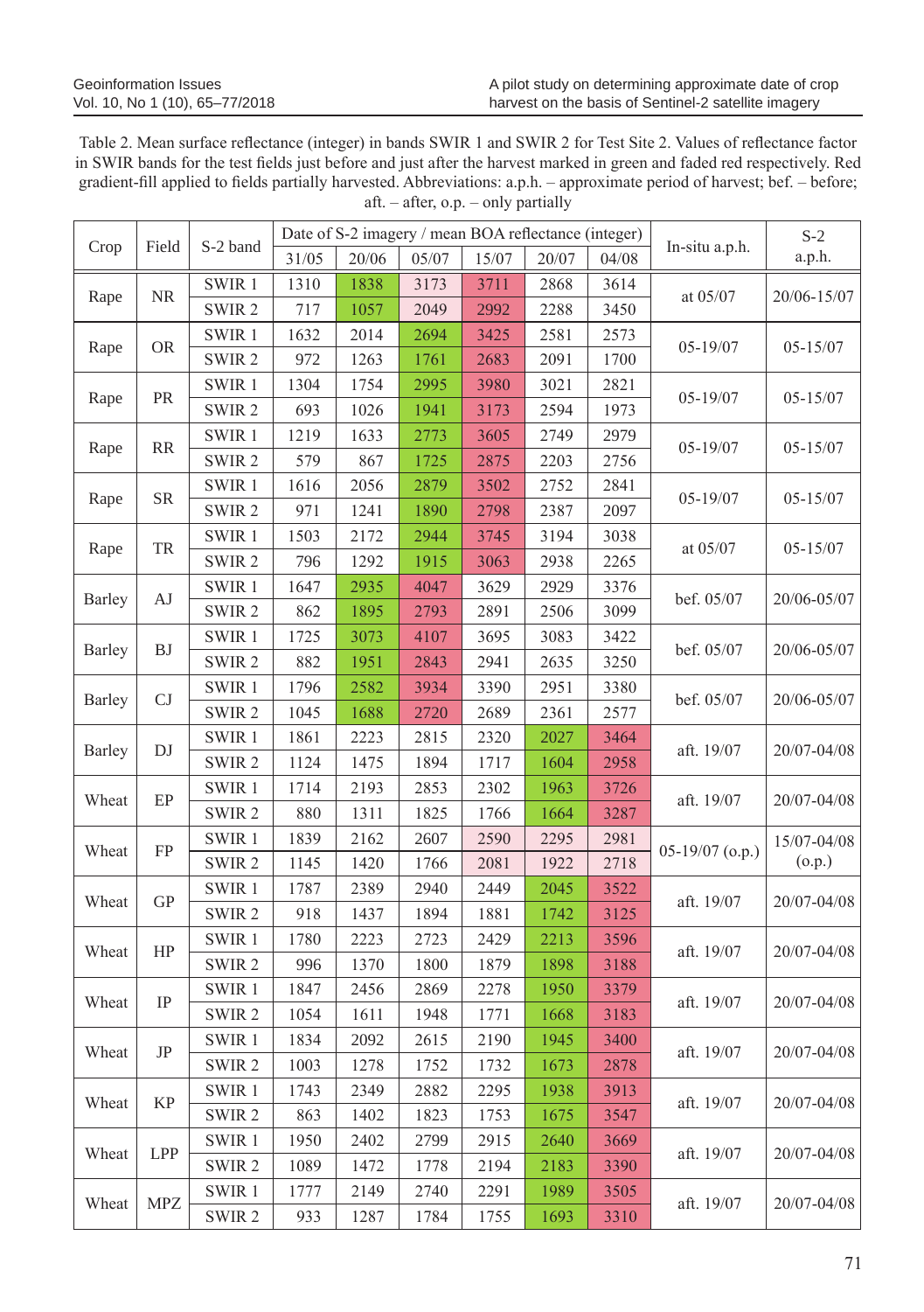Table 2. Mean surface reflectance (integer) in bands SWIR 1 and SWIR 2 for Test Site 2. Values of reflectance factor in SWIR bands for the test fields just before and just after the harvest marked in green and faded red respectively. Red gradient-fill applied to fields partially harvested. Abbreviations: a.p.h. – approximate period of harvest; bef. – before; aft. – after, o.p. – only partially

| Crop | Field | S-2 band | Date of S-2 imagery / mean BOA reflectance (integer) | | | | | | In-situ a.p.h. | S-2 a.p.h. |
|---|---|---|---|---|---|---|---|---|---|---|
| | | | 31/05 | 20/06 | 05/07 | 15/07 | 20/07 | 04/08 | | |
| Rape | NR | SWIR 1 | 1310 | 1838 | 3173 | 3711 | 2868 | 3614 | at 05/07 | 20/06-15/07 |
| | | SWIR 2 | 717 | 1057 | 2049 | 2992 | 2288 | 3450 | | |
| Rape | OR | SWIR 1 | 1632 | 2014 | 2694 | 3425 | 2581 | 2573 | 05-19/07 | 05-15/07 |
| | | SWIR 2 | 972 | 1263 | 1761 | 2683 | 2091 | 1700 | | |
| Rape | PR | SWIR 1 | 1304 | 1754 | 2995 | 3980 | 3021 | 2821 | 05-19/07 | 05-15/07 |
| | | SWIR 2 | 693 | 1026 | 1941 | 3173 | 2594 | 1973 | | |
| Rape | RR | SWIR 1 | 1219 | 1633 | 2773 | 3605 | 2749 | 2979 | 05-19/07 | 05-15/07 |
| | | SWIR 2 | 579 | 867 | 1725 | 2875 | 2203 | 2756 | | |
| Rape | SR | SWIR 1 | 1616 | 2056 | 2879 | 3502 | 2752 | 2841 | 05-19/07 | 05-15/07 |
| | | SWIR 2 | 971 | 1241 | 1890 | 2798 | 2387 | 2097 | | |
| Rape | TR | SWIR 1 | 1503 | 2172 | 2944 | 3745 | 3194 | 3038 | at 05/07 | 05-15/07 |
| | | SWIR 2 | 796 | 1292 | 1915 | 3063 | 2938 | 2265 | | |
| Barley | AJ | SWIR 1 | 1647 | 2935 | 4047 | 3629 | 2929 | 3376 | bef. 05/07 | 20/06-05/07 |
| | | SWIR 2 | 862 | 1895 | 2793 | 2891 | 2506 | 3099 | | |
| Barley | BJ | SWIR 1 | 1725 | 3073 | 4107 | 3695 | 3083 | 3422 | bef. 05/07 | 20/06-05/07 |
| | | SWIR 2 | 882 | 1951 | 2843 | 2941 | 2635 | 3250 | | |
| Barley | CJ | SWIR 1 | 1796 | 2582 | 3934 | 3390 | 2951 | 3380 | bef. 05/07 | 20/06-05/07 |
| | | SWIR 2 | 1045 | 1688 | 2720 | 2689 | 2361 | 2577 | | |
| Barley | DJ | SWIR 1 | 1861 | 2223 | 2815 | 2320 | 2027 | 3464 | aft. 19/07 | 20/07-04/08 |
| | | SWIR 2 | 1124 | 1475 | 1894 | 1717 | 1604 | 2958 | | |
| Wheat | EP | SWIR 1 | 1714 | 2193 | 2853 | 2302 | 1963 | 3726 | aft. 19/07 | 20/07-04/08 |
| | | SWIR 2 | 880 | 1311 | 1825 | 1766 | 1664 | 3287 | | |
| Wheat | FP | SWIR 1 | 1839 | 2162 | 2607 | 2590 | 2295 | 2981 | 05-19/07 (o.p.) | 15/07-04/08 (o.p.) |
| | | SWIR 2 | 1145 | 1420 | 1766 | 2081 | 1922 | 2718 | | |
| Wheat | GP | SWIR 1 | 1787 | 2389 | 2940 | 2449 | 2045 | 3522 | aft. 19/07 | 20/07-04/08 |
| | | SWIR 2 | 918 | 1437 | 1894 | 1881 | 1742 | 3125 | | |
| Wheat | HP | SWIR 1 | 1780 | 2223 | 2723 | 2429 | 2213 | 3596 | aft. 19/07 | 20/07-04/08 |
| | | SWIR 2 | 996 | 1370 | 1800 | 1879 | 1898 | 3188 | | |
| Wheat | IP | SWIR 1 | 1847 | 2456 | 2869 | 2278 | 1950 | 3379 | aft. 19/07 | 20/07-04/08 |
| | | SWIR 2 | 1054 | 1611 | 1948 | 1771 | 1668 | 3183 | | |
| Wheat | JP | SWIR 1 | 1834 | 2092 | 2615 | 2190 | 1945 | 3400 | aft. 19/07 | 20/07-04/08 |
| | | SWIR 2 | 1003 | 1278 | 1752 | 1732 | 1673 | 2878 | | |
| Wheat | KP | SWIR 1 | 1743 | 2349 | 2882 | 2295 | 1938 | 3913 | aft. 19/07 | 20/07-04/08 |
| | | SWIR 2 | 863 | 1402 | 1823 | 1753 | 1675 | 3547 | | |
| Wheat | LPP | SWIR 1 | 1950 | 2402 | 2799 | 2915 | 2640 | 3669 | aft. 19/07 | 20/07-04/08 |
| | | SWIR 2 | 1089 | 1472 | 1778 | 2194 | 2183 | 3390 | | |
| Wheat | MPZ | SWIR 1 | 1777 | 2149 | 2740 | 2291 | 1989 | 3505 | aft. 19/07 | 20/07-04/08 |
| | | SWIR 2 | 933 | 1287 | 1784 | 1755 | 1693 | 3310 | | |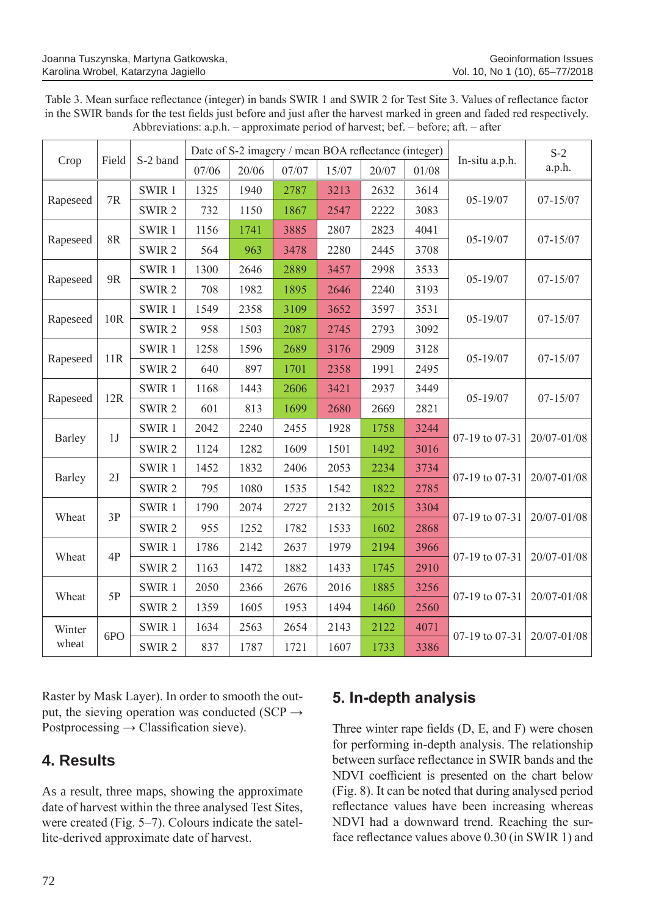Table 3. Mean surface reflectance (integer) in bands SWIR 1 and SWIR 2 for Test Site 3. Values of reflectance factor in the SWIR bands for the test fields just before and just after the harvest marked in green and faded red respectively. Abbreviations: a.p.h. – approximate period of harvest; bef. – before; aft. – after

| Crop | Field | S-2 band | Date of S-2 imagery / mean BOA reflectance (integer) | | | | | | In-situ a.p.h. | S-2 a.p.h. |
|---|---|---|---|---|---|---|---|---|---|---|
| | | | 07/06 | 20/06 | 07/07 | 15/07 | 20/07 | 01/08 | | |
| Rapeseed | 7R | SWIR 1 | 1325 | 1940 | 2787 | 3213 | 2632 | 3614 | 05-19/07 | 07-15/07 |
| | | SWIR 2 | 732 | 1150 | 1867 | 2547 | 2222 | 3083 | | |
| Rapeseed | 8R | SWIR 1 | 1156 | 1741 | 3885 | 2807 | 2823 | 4041 | 05-19/07 | 07-15/07 |
| | | SWIR 2 | 564 | 963 | 3478 | 2280 | 2445 | 3708 | | |
| Rapeseed | 9R | SWIR 1 | 1300 | 2646 | 2889 | 3457 | 2998 | 3533 | 05-19/07 | 07-15/07 |
| | | SWIR 2 | 708 | 1982 | 1895 | 2646 | 2240 | 3193 | | |
| Rapeseed | 10R | SWIR 1 | 1549 | 2358 | 3109 | 3652 | 3597 | 3531 | 05-19/07 | 07-15/07 |
| | | SWIR 2 | 958 | 1503 | 2087 | 2745 | 2793 | 3092 | | |
| Rapeseed | 11R | SWIR 1 | 1258 | 1596 | 2689 | 3176 | 2909 | 3128 | 05-19/07 | 07-15/07 |
| | | SWIR 2 | 640 | 897 | 1701 | 2358 | 1991 | 2495 | | |
| Rapeseed | 12R | SWIR 1 | 1168 | 1443 | 2606 | 3421 | 2937 | 3449 | 05-19/07 | 07-15/07 |
| | | SWIR 2 | 601 | 813 | 1699 | 2680 | 2669 | 2821 | | |
| Barley | 1J | SWIR 1 | 2042 | 2240 | 2455 | 1928 | 1758 | 3244 | 07-19 to 07-31 | 20/07-01/08 |
| | | SWIR 2 | 1124 | 1282 | 1609 | 1501 | 1492 | 3016 | | |
| Barley | 2J | SWIR 1 | 1452 | 1832 | 2406 | 2053 | 2234 | 3734 | 07-19 to 07-31 | 20/07-01/08 |
| | | SWIR 2 | 795 | 1080 | 1535 | 1542 | 1822 | 2785 | | |
| Wheat | 3P | SWIR 1 | 1790 | 2074 | 2727 | 2132 | 2015 | 3304 | 07-19 to 07-31 | 20/07-01/08 |
| | | SWIR 2 | 955 | 1252 | 1782 | 1533 | 1602 | 2868 | | |
| Wheat | 4P | SWIR 1 | 1786 | 2142 | 2637 | 1979 | 2194 | 3966 | 07-19 to 07-31 | 20/07-01/08 |
| | | SWIR 2 | 1163 | 1472 | 1882 | 1433 | 1745 | 2910 | | |
| Wheat | 5P | SWIR 1 | 2050 | 2366 | 2676 | 2016 | 1885 | 3256 | 07-19 to 07-31 | 20/07-01/08 |
| | | SWIR 2 | 1359 | 1605 | 1953 | 1494 | 1460 | 2560 | | |
| Winter wheat | 6PO | SWIR 1 | 1634 | 2563 | 2654 | 2143 | 2122 | 4071 | 07-19 to 07-31 | 20/07-01/08 |
| | | SWIR 2 | 837 | 1787 | 1721 | 1607 | 1733 | 3386 | | |

Raster by Mask Layer). In order to smooth the output, the sieving operation was conducted (SCP → Postprocessing → Classification sieve).

## 4. Results

As a result, three maps, showing the approximate date of harvest within the three analysed Test Sites, were created (Fig. 5–7). Colours indicate the satellite-derived approximate date of harvest.

## 5. In-depth analysis

Three winter rape fields (D, E, and F) were chosen for performing in-depth analysis. The relationship between surface reflectance in SWIR bands and the NDVI coefficient is presented on the chart below (Fig. 8). It can be noted that during analysed period reflectance values have been increasing whereas NDVI had a downward trend. Reaching the surface reflectance values above 0.30 (in SWIR 1) and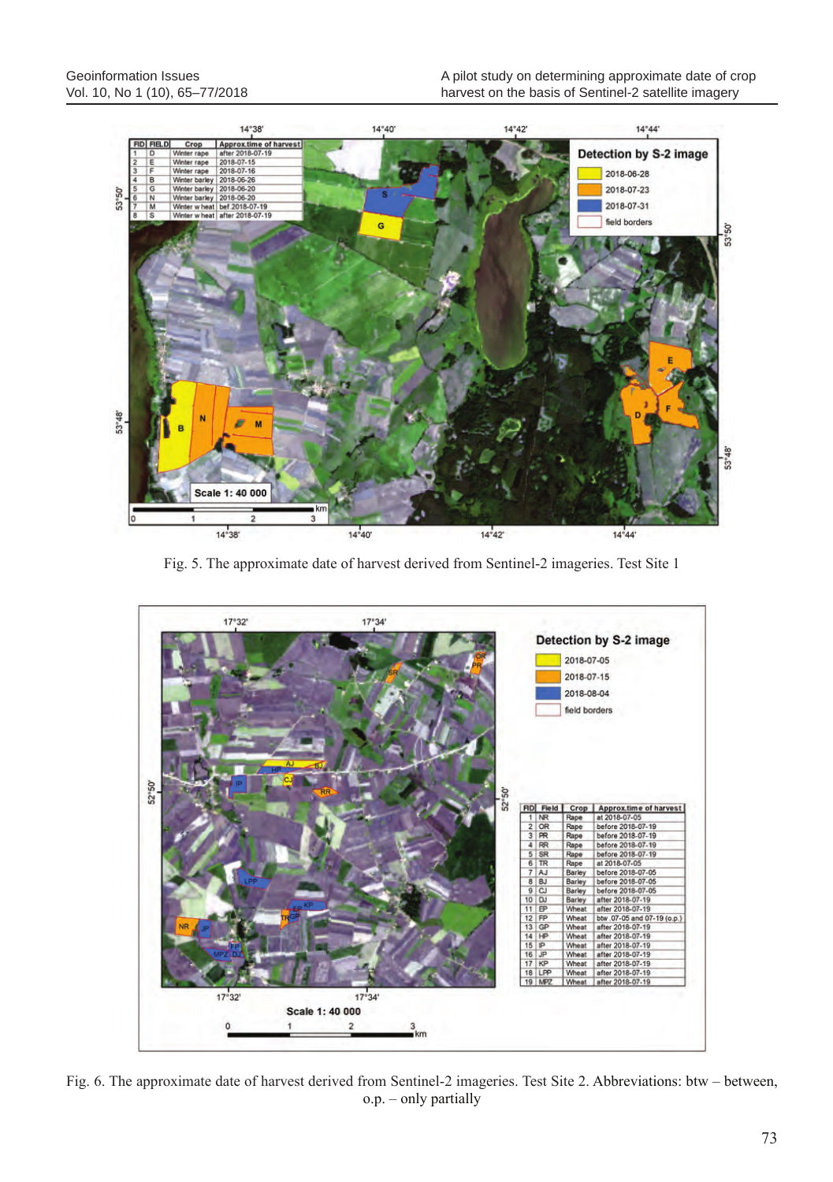| FID | FIELD | Crop | Approx.time of harvest |
|---|---|---|---|
| 1 | D | Winter rape | after 2018-07-19 |
| 2 | E | Winter rape | 2018-07-15 |
| 3 | F | Winter rape | 2018-07-16 |
| 4 | B | Winter barley | 2018-06-26 |
| 5 | G | Winter barley | 2018-06-20 |
| 6 | N | Winter barley | 2018-06-20 |
| 7 | M | Winter wheat | bef.2018-07-19 |
| 8 | S | Winter wheat | after 2018-07-19 |

Fig. 5. The approximate date of harvest derived from Sentinel-2 imageries. Test Site 1

| FID | Field | Crop | Approx.time of harvest |
|---|---|---|---|
| 1 | NR | Rape | at 2018-07-05 |
| 2 | OR | Rape | before 2018-07-19 |
| 3 | PR | Rape | before 2018-07-19 |
| 4 | RR | Rape | before 2018-07-19 |
| 5 | SR | Rape | before 2018-07-19 |
| 6 | TR | Rape | at 2018-07-05 |
| 7 | AJ | Barley | before 2018-07-05 |
| 8 | BJ | Barley | before 2018-07-05 |
| 9 | CJ | Barley | before 2018-07-05 |
| 10 | DJ | Barley | after 2018-07-19 |
| 11 | EP | Wheat | after 2018-07-19 |
| 12 | FP | Wheat | btw .07-05 and 07-19 (o.p.) |
| 13 | GP | Wheat | after 2018-07-19 |
| 14 | HP | Wheat | after 2018-07-19 |
| 15 | IP | Wheat | after 2018-07-19 |
| 16 | JP | Wheat | after 2018-07-19 |
| 17 | KP | Wheat | after 2018-07-19 |
| 18 | LPP | Wheat | after 2018-07-19 |
| 19 | MPZ | Wheat | after 2018-07-19 |

Fig. 6. The approximate date of harvest derived from Sentinel-2 imageries. Test Site 2. Abbreviations: btw – between, o.p. – only partially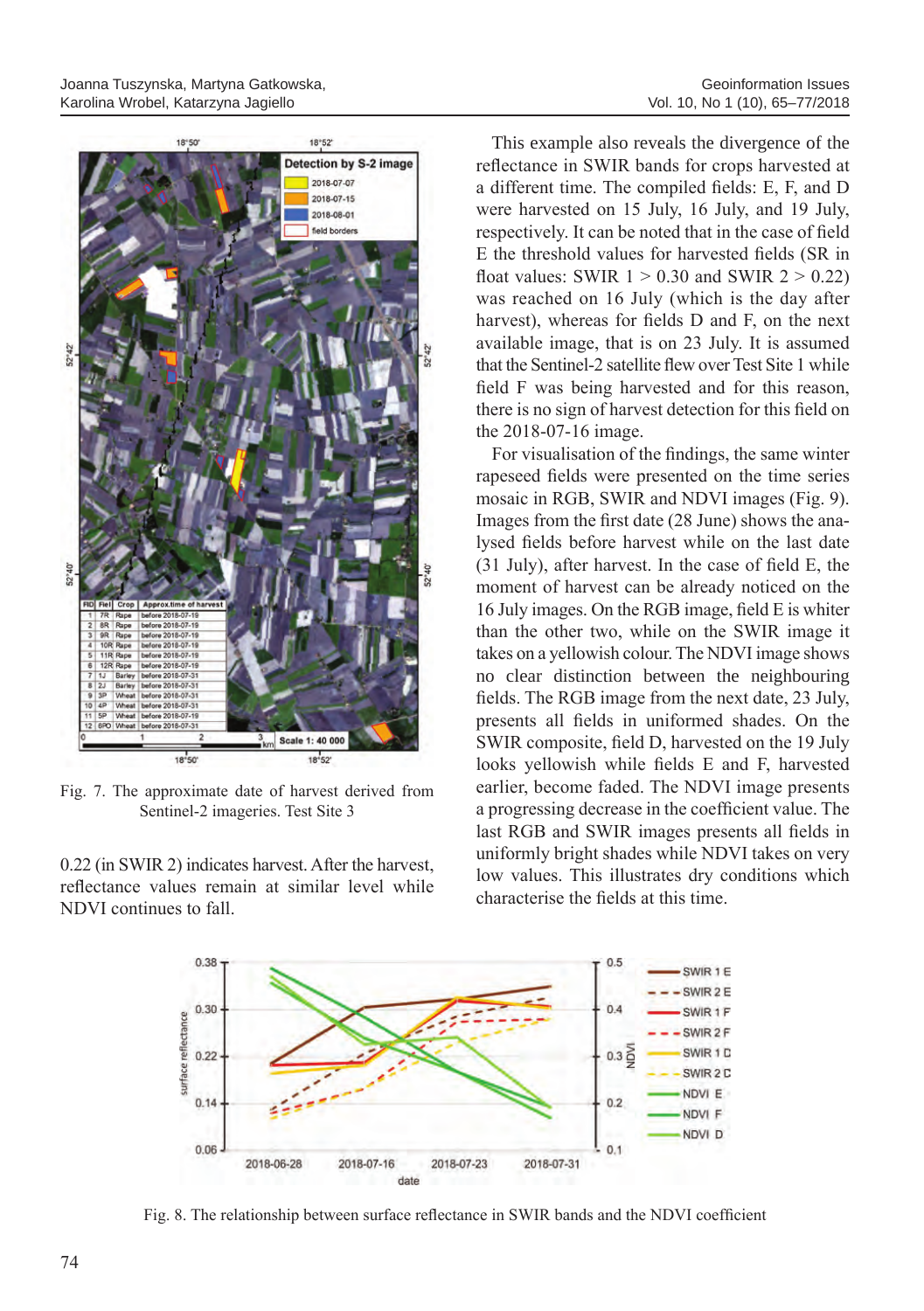Fig. 7. The approximate date of harvest derived from Sentinel-2 imageries. Test Site 3

0.22 (in SWIR 2) indicates harvest. After the harvest, reflectance values remain at similar level while NDVI continues to fall.

This example also reveals the divergence of the reflectance in SWIR bands for crops harvested at a different time. The compiled fields: E, F, and D were harvested on 15 July, 16 July, and 19 July, respectively. It can be noted that in the case of field E the threshold values for harvested fields (SR in float values: SWIR 1 > 0.30 and SWIR 2 > 0.22) was reached on 16 July (which is the day after harvest), whereas for fields D and F, on the next available image, that is on 23 July. It is assumed that the Sentinel-2 satellite flew over Test Site 1 while field F was being harvested and for this reason, there is no sign of harvest detection for this field on the 2018-07-16 image.

For visualisation of the findings, the same winter rapeseed fields were presented on the time series mosaic in RGB, SWIR and NDVI images (Fig. 9). Images from the first date (28 June) shows the analysed fields before harvest while on the last date (31 July), after harvest. In the case of field E, the moment of harvest can be already noticed on the 16 July images. On the RGB image, field E is whiter than the other two, while on the SWIR image it takes on a yellowish colour. The NDVI image shows no clear distinction between the neighbouring fields. The RGB image from the next date, 23 July, presents all fields in uniformed shades. On the SWIR composite, field D, harvested on the 19 July looks yellowish while fields E and F, harvested earlier, become faded. The NDVI image presents a progressing decrease in the coefficient value. The last RGB and SWIR images presents all fields in uniformly bright shades while NDVI takes on very low values. This illustrates dry conditions which characterise the fields at this time.

Fig. 8. The relationship between surface reflectance in SWIR bands and the NDVI coefficient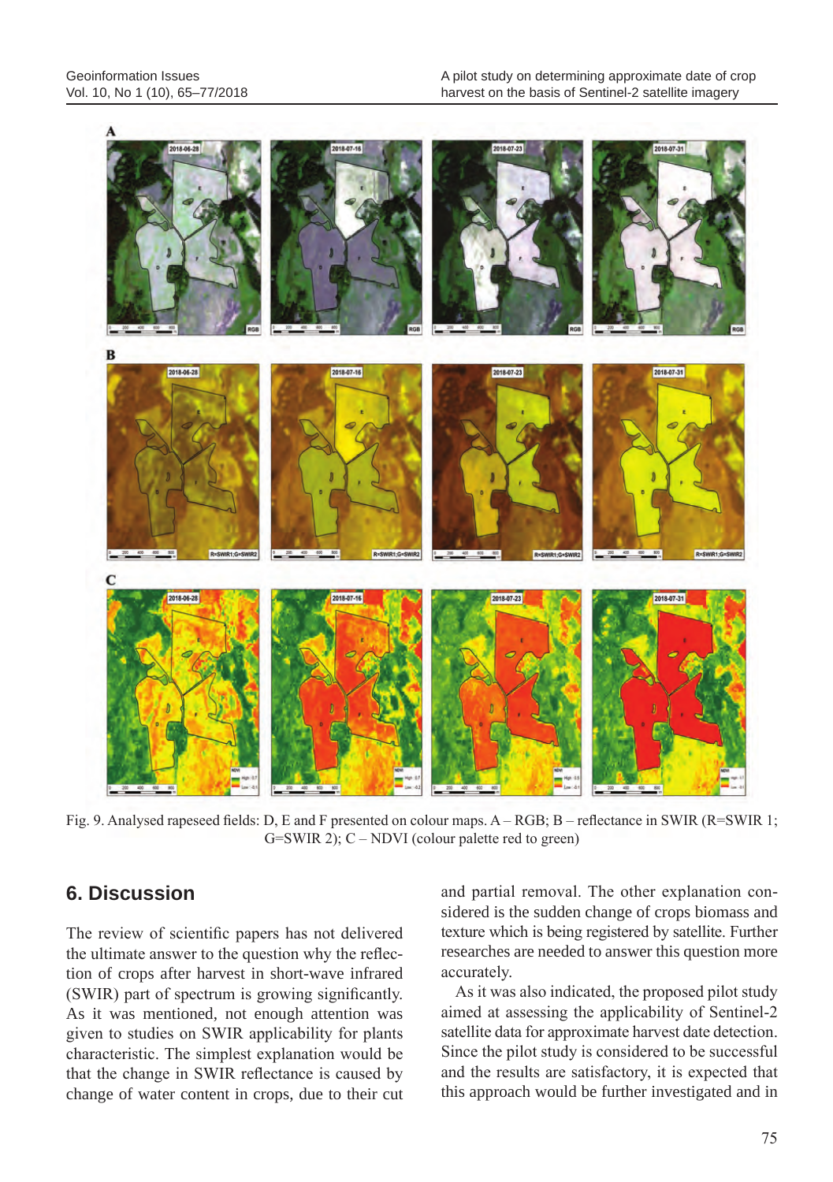Fig. 9. Analysed rapeseed fields: D, E and F presented on colour maps. A – RGB; B – reflectance in SWIR (R=SWIR 1; G=SWIR 2); C – NDVI (colour palette red to green)

## 6. Discussion

The review of scientific papers has not delivered the ultimate answer to the question why the reflection of crops after harvest in short-wave infrared (SWIR) part of spectrum is growing significantly. As it was mentioned, not enough attention was given to studies on SWIR applicability for plants characteristic. The simplest explanation would be that the change in SWIR reflectance is caused by change of water content in crops, due to their cut and partial removal. The other explanation considered is the sudden change of crops biomass and texture which is being registered by satellite. Further researches are needed to answer this question more accurately.

As it was also indicated, the proposed pilot study aimed at assessing the applicability of Sentinel-2 satellite data for approximate harvest date detection. Since the pilot study is considered to be successful and the results are satisfactory, it is expected that this approach would be further investigated and in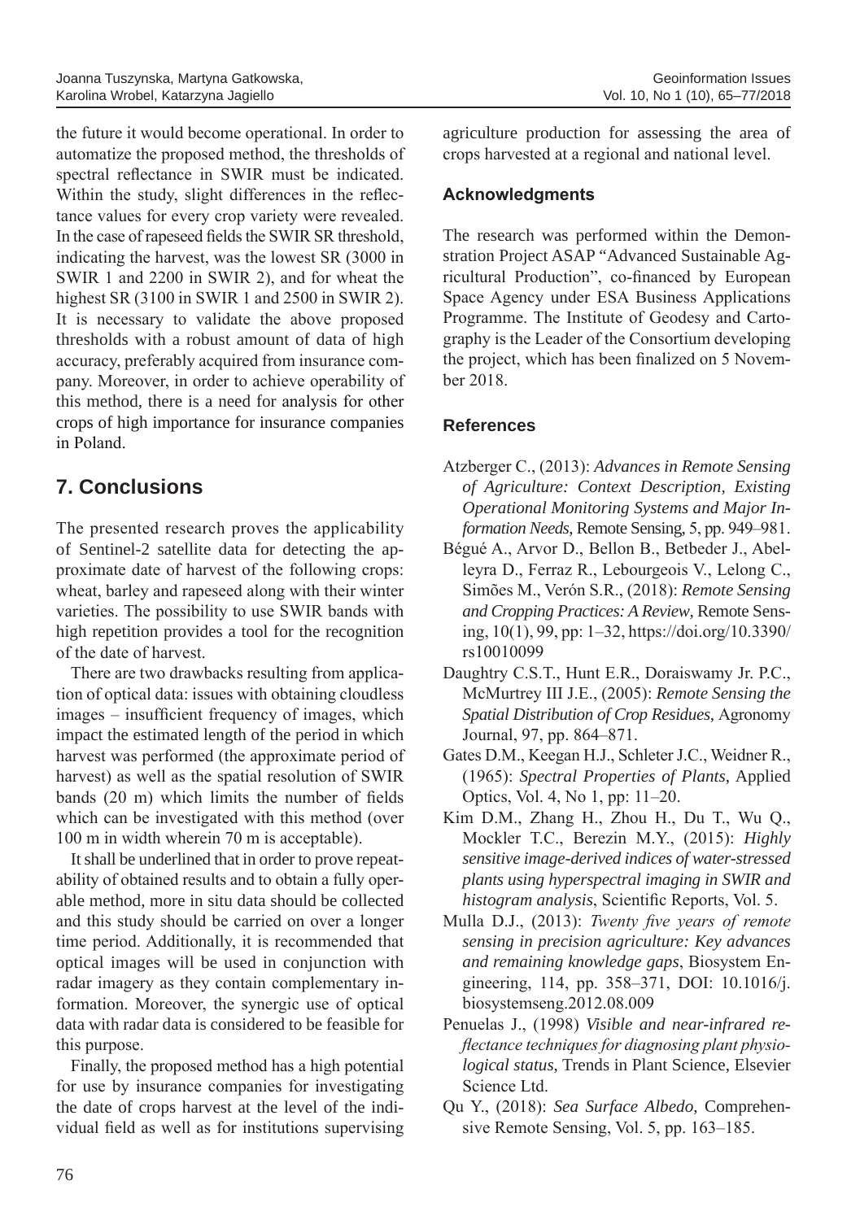the future it would become operational. In order to automatize the proposed method, the thresholds of spectral reflectance in SWIR must be indicated. Within the study, slight differences in the reflectance values for every crop variety were revealed. In the case of rapeseed fields the SWIR SR threshold, indicating the harvest, was the lowest SR (3000 in SWIR 1 and 2200 in SWIR 2), and for wheat the highest SR (3100 in SWIR 1 and 2500 in SWIR 2). It is necessary to validate the above proposed thresholds with a robust amount of data of high accuracy, preferably acquired from insurance company. Moreover, in order to achieve operability of this method, there is a need for analysis for other crops of high importance for insurance companies in Poland.

## 7. Conclusions

The presented research proves the applicability of Sentinel-2 satellite data for detecting the approximate date of harvest of the following crops: wheat, barley and rapeseed along with their winter varieties. The possibility to use SWIR bands with high repetition provides a tool for the recognition of the date of harvest.

There are two drawbacks resulting from application of optical data: issues with obtaining cloudless images – insufficient frequency of images, which impact the estimated length of the period in which harvest was performed (the approximate period of harvest) as well as the spatial resolution of SWIR bands (20 m) which limits the number of fields which can be investigated with this method (over 100 m in width wherein 70 m is acceptable).

It shall be underlined that in order to prove repeatability of obtained results and to obtain a fully operable method, more in situ data should be collected and this study should be carried on over a longer time period. Additionally, it is recommended that optical images will be used in conjunction with radar imagery as they contain complementary information. Moreover, the synergic use of optical data with radar data is considered to be feasible for this purpose.

Finally, the proposed method has a high potential for use by insurance companies for investigating the date of crops harvest at the level of the individual field as well as for institutions supervising agriculture production for assessing the area of crops harvested at a regional and national level.

### Acknowledgments

The research was performed within the Demonstration Project ASAP "Advanced Sustainable Agricultural Production", co-financed by European Space Agency under ESA Business Applications Programme. The Institute of Geodesy and Cartography is the Leader of the Consortium developing the project, which has been finalized on 5 November 2018.

### References

Atzberger C., (2013): *Advances in Remote Sensing of Agriculture: Context Description, Existing Operational Monitoring Systems and Major Information Needs*, Remote Sensing, 5, pp. 949–981.

Bégué A., Arvor D., Bellon B., Betbeder J., Abelleyra D., Ferraz R., Lebourgeois V., Lelong C., Simões M., Verón S.R., (2018): *Remote Sensing and Cropping Practices: A Review*, Remote Sensing, 10(1), 99, pp: 1–32, https://doi.org/10.3390/rs10010099

Daughtry C.S.T., Hunt E.R., Doraiswamy Jr. P.C., McMurtrey III J.E., (2005): *Remote Sensing the Spatial Distribution of Crop Residues,* Agronomy Journal, 97, pp. 864–871.

Gates D.M., Keegan H.J., Schleter J.C., Weidner R., (1965): *Spectral Properties of Plants,* Applied Optics, Vol. 4, No 1, pp: 11–20.

Kim D.M., Zhang H., Zhou H., Du T., Wu Q., Mockler T.C., Berezin M.Y., (2015): *Highly sensitive image-derived indices of water-stressed plants using hyperspectral imaging in SWIR and histogram analysis*, Scientific Reports, Vol. 5.

Mulla D.J., (2013): *Twenty five years of remote sensing in precision agriculture: Key advances and remaining knowledge gaps*, Biosystem Engineering, 114, pp. 358–371, DOI: 10.1016/j.biosystemseng.2012.08.009

Penuelas J., (1998) *Visible and near-infrared reflectance techniques for diagnosing plant physiological status*, Trends in Plant Science, Elsevier Science Ltd.

Qu Y., (2018): *Sea Surface Albedo,* Comprehensive Remote Sensing, Vol. 5, pp. 163–185.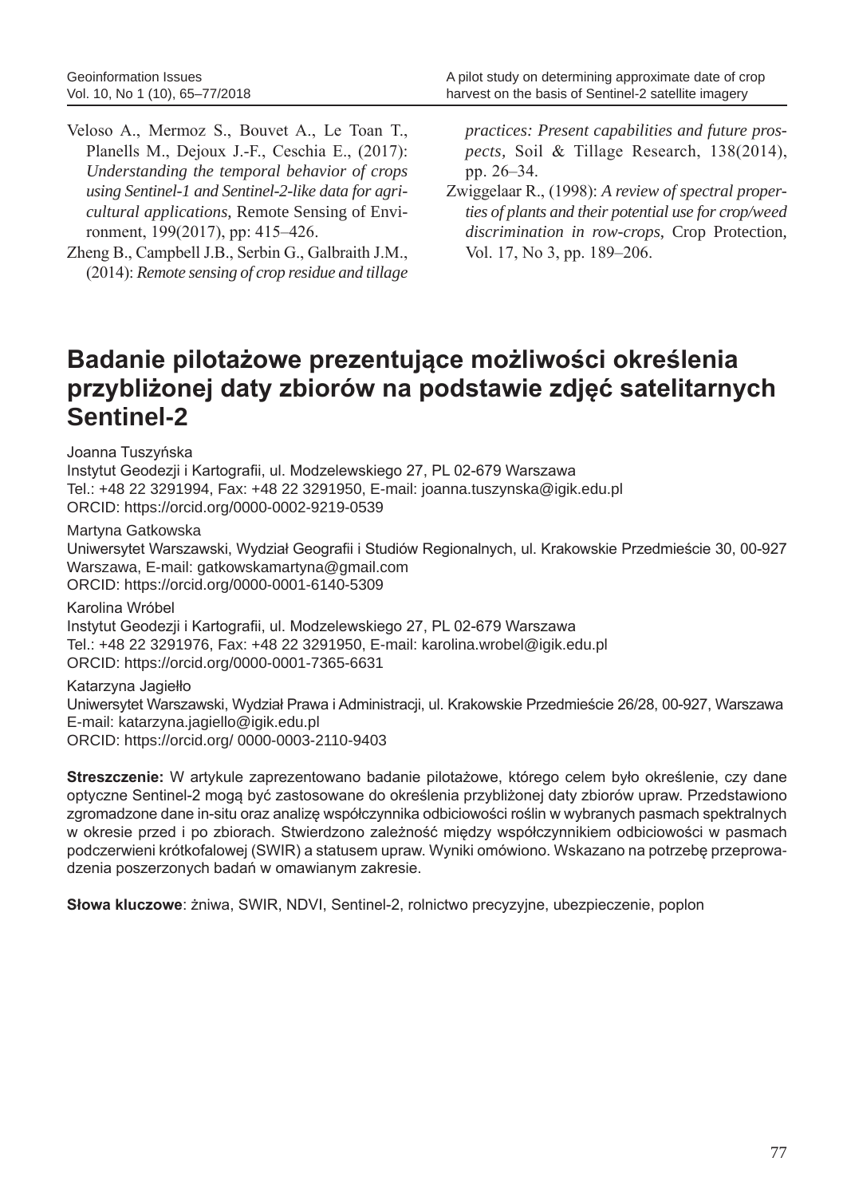Veloso A., Mermoz S., Bouvet A., Le Toan T., Planells M., Dejoux J.-F., Ceschia E., (2017): *Understanding the temporal behavior of crops using Sentinel-1 and Sentinel-2-like data for agricultural applications,* Remote Sensing of Environment, 199(2017), pp: 415–426.

Zheng B., Campbell J.B., Serbin G., Galbraith J.M., (2014): *Remote sensing of crop residue and tillage practices: Present capabilities and future prospects,* Soil & Tillage Research, 138(2014), pp. 26–34.

Zwiggelaar R., (1998): *A review of spectral properties of plants and their potential use for crop/weed discrimination in row-crops,* Crop Protection, Vol. 17, No 3, pp. 189–206.

# Badanie pilotażowe prezentujące możliwości określenia przybliżonej daty zbiorów na podstawie zdjęć satelitarnych Sentinel-2

Joanna Tuszyńska
Instytut Geodezji i Kartografii, ul. Modzelewskiego 27, PL 02-679 Warszawa
Tel.: +48 22 3291994, Fax: +48 22 3291950, E-mail: joanna.tuszynska@igik.edu.pl
ORCID: https://orcid.org/0000-0002-9219-0539

Martyna Gatkowska
Uniwersytet Warszawski, Wydział Geografii i Studiów Regionalnych, ul. Krakowskie Przedmieście 30, 00-927 Warszawa, E-mail: gatkowskamartyna@gmail.com
ORCID: https://orcid.org/0000-0001-6140-5309

Karolina Wróbel
Instytut Geodezji i Kartografii, ul. Modzelewskiego 27, PL 02-679 Warszawa
Tel.: +48 22 3291976, Fax: +48 22 3291950, E-mail: karolina.wrobel@igik.edu.pl
ORCID: https://orcid.org/0000-0001-7365-6631

Katarzyna Jagiełło
Uniwersytet Warszawski, Wydział Prawa i Administracji, ul. Krakowskie Przedmieście 26/28, 00-927, Warszawa
E-mail: katarzyna.jagiello@igik.edu.pl
ORCID: https://orcid.org/ 0000-0003-2110-9403

**Streszczenie:** W artykule zaprezentowano badanie pilotażowe, którego celem było określenie, czy dane optyczne Sentinel-2 mogą być zastosowane do określenia przybliżonej daty zbiorów upraw. Przedstawiono zgromadzone dane in-situ oraz analizę współczynnika odbiciowości roślin w wybranych pasmach spektralnych w okresie przed i po zbiorach. Stwierdzono zależność między współczynnikiem odbiciowości w pasmach podczerwieni krótkofalowej (SWIR) a statusem upraw. Wyniki omówiono. Wskazano na potrzebę przeprowadzenia poszerzonych badań w omawianym zakresie.

**Słowa kluczowe**: żniwa, SWIR, NDVI, Sentinel-2, rolnictwo precyzyjne, ubezpieczenie, poplon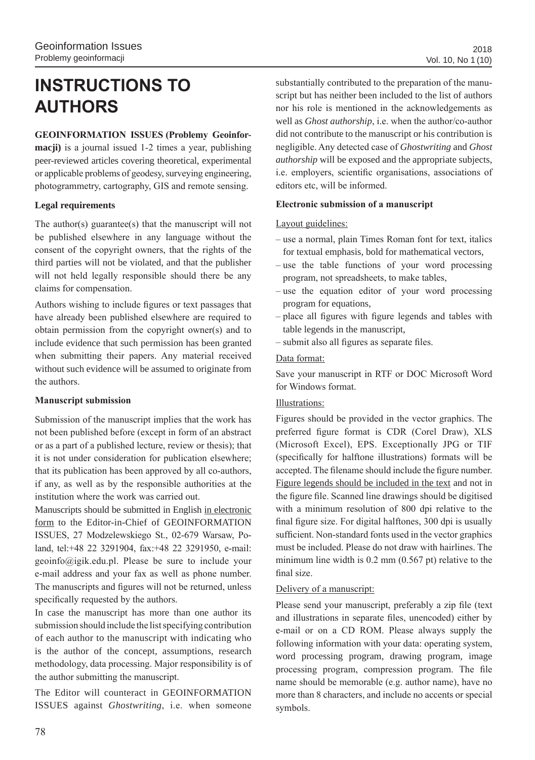# INSTRUCTIONS TO AUTHORS

**GEOINFORMATION ISSUES (Problemy Geoinformacji)** is a journal issued 1-2 times a year, publishing peer-reviewed articles covering theoretical, experimental or applicable problems of geodesy, surveying engineering, photogrammetry, cartography, GIS and remote sensing.

**Legal requirements**

The author(s) guarantee(s) that the manuscript will not be published elsewhere in any language without the consent of the copyright owners, that the rights of the third parties will not be violated, and that the publisher will not held legally responsible should there be any claims for compensation.

Authors wishing to include figures or text passages that have already been published elsewhere are required to obtain permission from the copyright owner(s) and to include evidence that such permission has been granted when submitting their papers. Any material received without such evidence will be assumed to originate from the authors.

**Manuscript submission**

Submission of the manuscript implies that the work has not been published before (except in form of an abstract or as a part of a published lecture, review or thesis); that it is not under consideration for publication elsewhere; that its publication has been approved by all co-authors, if any, as well as by the responsible authorities at the institution where the work was carried out.

Manuscripts should be submitted in English in electronic form to the Editor-in-Chief of GEOINFORMATION ISSUES, 27 Modzelewskiego St., 02-679 Warsaw, Poland, tel:+48 22 3291904, fax:+48 22 3291950, e-mail: geoinfo@igik.edu.pl. Please be sure to include your e-mail address and your fax as well as phone number. The manuscripts and figures will not be returned, unless specifically requested by the authors.

In case the manuscript has more than one author its submission should include the list specifying contribution of each author to the manuscript with indicating who is the author of the concept, assumptions, research methodology, data processing. Major responsibility is of the author submitting the manuscript.

The Editor will counteract in GEOINFORMATION ISSUES against *Ghostwriting*, i.e. when someone substantially contributed to the preparation of the manuscript but has neither been included to the list of authors nor his role is mentioned in the acknowledgements as well as *Ghost authorship*, i.e. when the author/co-author did not contribute to the manuscript or his contribution is negligible. Any detected case of *Ghostwriting* and *Ghost authorship* will be exposed and the appropriate subjects, i.e. employers, scientific organisations, associations of editors etc, will be informed.

**Electronic submission of a manuscript**

Layout guidelines:

- use a normal, plain Times Roman font for text, italics for textual emphasis, bold for mathematical vectors,
- use the table functions of your word processing program, not spreadsheets, to make tables,
- use the equation editor of your word processing program for equations,
- place all figures with figure legends and tables with table legends in the manuscript,
- submit also all figures as separate files.

Data format:

Save your manuscript in RTF or DOC Microsoft Word for Windows format.

Illustrations:

Figures should be provided in the vector graphics. The preferred figure format is CDR (Corel Draw), XLS (Microsoft Excel), EPS. Exceptionally JPG or TIF (specifically for halftone illustrations) formats will be accepted. The filename should include the figure number. Figure legends should be included in the text and not in the figure file. Scanned line drawings should be digitised with a minimum resolution of 800 dpi relative to the final figure size. For digital halftones, 300 dpi is usually sufficient. Non-standard fonts used in the vector graphics must be included. Please do not draw with hairlines. The minimum line width is 0.2 mm (0.567 pt) relative to the final size.

Delivery of a manuscript:

Please send your manuscript, preferably a zip file (text and illustrations in separate files, unencoded) either by e-mail or on a CD ROM. Please always supply the following information with your data: operating system, word processing program, drawing program, image processing program, compression program. The file name should be memorable (e.g. author name), have no more than 8 characters, and include no accents or special symbols.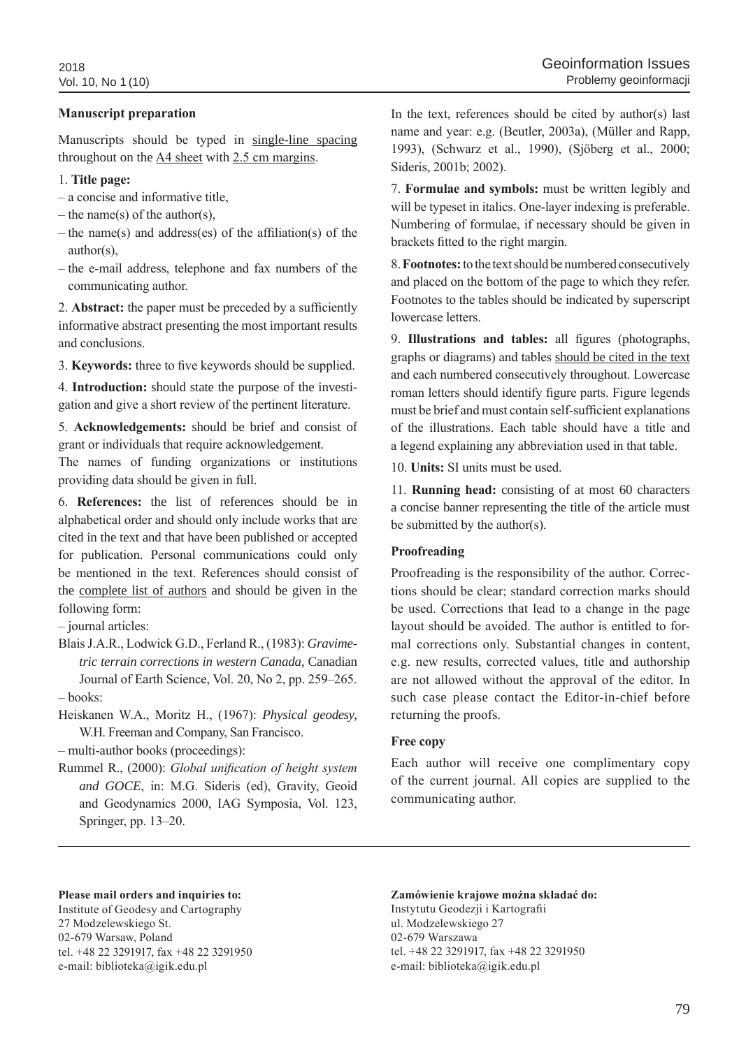## Manuscript preparation

Manuscripts should be typed in single-line spacing throughout on the A4 sheet with 2.5 cm margins.

1. **Title page:**
– a concise and informative title,
– the name(s) of the author(s),
– the name(s) and address(es) of the affiliation(s) of the author(s),
– the e-mail address, telephone and fax numbers of the communicating author.

2. **Abstract:** the paper must be preceded by a sufficiently informative abstract presenting the most important results and conclusions.

3. **Keywords:** three to five keywords should be supplied.

4. **Introduction:** should state the purpose of the investigation and give a short review of the pertinent literature.

5. **Acknowledgements:** should be brief and consist of grant or individuals that require acknowledgement.
The names of funding organizations or institutions providing data should be given in full.

6. **References:** the list of references should be in alphabetical order and should only include works that are cited in the text and that have been published or accepted for publication. Personal communications could only be mentioned in the text. References should consist of the complete list of authors and should be given in the following form:

– journal articles:

Blais J.A.R., Lodwick G.D., Ferland R., (1983): *Gravimetric terrain corrections in western Canada,* Canadian Journal of Earth Science, Vol. 20, No 2, pp. 259–265.

– books:

Heiskanen W.A., Moritz H., (1967): *Physical geodesy,* W.H. Freeman and Company, San Francisco.

– multi-author books (proceedings):

Rummel R., (2000): *Global unification of height system and GOCE*, in: M.G. Sideris (ed), Gravity, Geoid and Geodynamics 2000, IAG Symposia, Vol. 123, Springer, pp. 13–20.

In the text, references should be cited by author(s) last name and year: e.g. (Beutler, 2003a), (Müller and Rapp, 1993), (Schwarz et al., 1990), (Sjöberg et al., 2000; Sideris, 2001b; 2002).

7. **Formulae and symbols:** must be written legibly and will be typeset in italics. One-layer indexing is preferable. Numbering of formulae, if necessary should be given in brackets fitted to the right margin.

8. **Footnotes:** to the text should be numbered consecutively and placed on the bottom of the page to which they refer. Footnotes to the tables should be indicated by superscript lowercase letters.

9. **Illustrations and tables:** all figures (photographs, graphs or diagrams) and tables should be cited in the text and each numbered consecutively throughout. Lowercase roman letters should identify figure parts. Figure legends must be brief and must contain self-sufficient explanations of the illustrations. Each table should have a title and a legend explaining any abbreviation used in that table.

10. **Units:** SI units must be used.

11. **Running head:** consisting of at most 60 characters a concise banner representing the title of the article must be submitted by the author(s).

## Proofreading

Proofreading is the responsibility of the author. Corrections should be clear; standard correction marks should be used. Corrections that lead to a change in the page layout should be avoided. The author is entitled to formal corrections only. Substantial changes in content, e.g. new results, corrected values, title and authorship are not allowed without the approval of the editor. In such case please contact the Editor-in-chief before returning the proofs.

## Free copy

Each author will receive one complimentary copy of the current journal. All copies are supplied to the communicating author.

**Please mail orders and inquiries to:**
Institute of Geodesy and Cartography
27 Modzelewskiego St.
02-679 Warsaw, Poland
tel. +48 22 3291917, fax +48 22 3291950
e-mail: biblioteka@igik.edu.pl

**Zamówienie krajowe można składać do:**
Instytutu Geodezji i Kartografii
ul. Modzelewskiego 27
02-679 Warszawa
tel. +48 22 3291917, fax +48 22 3291950
e-mail: biblioteka@igik.edu.pl